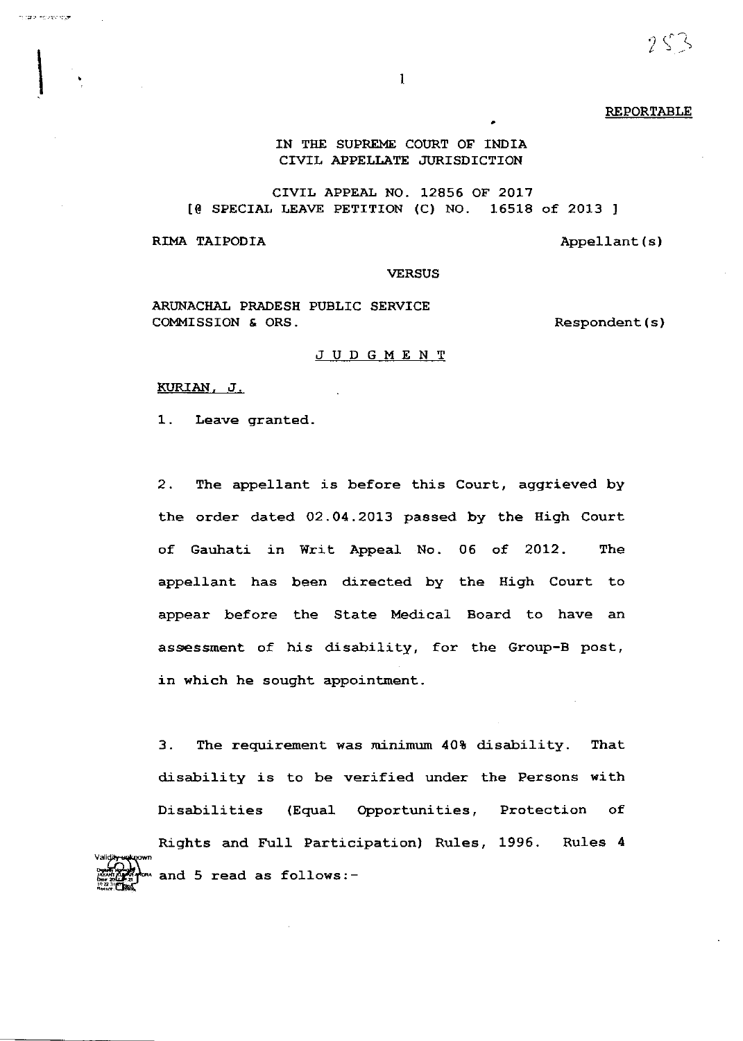REPORTABLE

IN THE SUPREME COURT OF INDIA
CIVIL APPELLATE JURISDICTION

CIVIL APPEAL NO. 12856 OF 2017
[@ SPECIAL LEAVE PETITION (C) NO. 16518 of 2013 ]

RIMA TAIPODIA Appellant(s)

VERSUS

ARUNACHAL PRADESH PUBLIC SERVICE COMMISSION & ORS. Respondent(s)

## JUDGMENT

KURIAN, J.

1. Leave granted.

2. The appellant is before this Court, aggrieved by the order dated 02.04.2013 passed by the High Court of Gauhati in Writ Appeal No. 06 of 2012. The appellant has been directed by the High Court to appear before the State Medical Board to have an assessment of his disability, for the Group-B post, in which he sought appointment.

3. The requirement was minimum 40% disability. That disability is to be verified under the Persons with Disabilities (Equal Opportunities, Protection of Rights and Full Participation) Rules, 1996. Rules 4 and 5 read as follows:-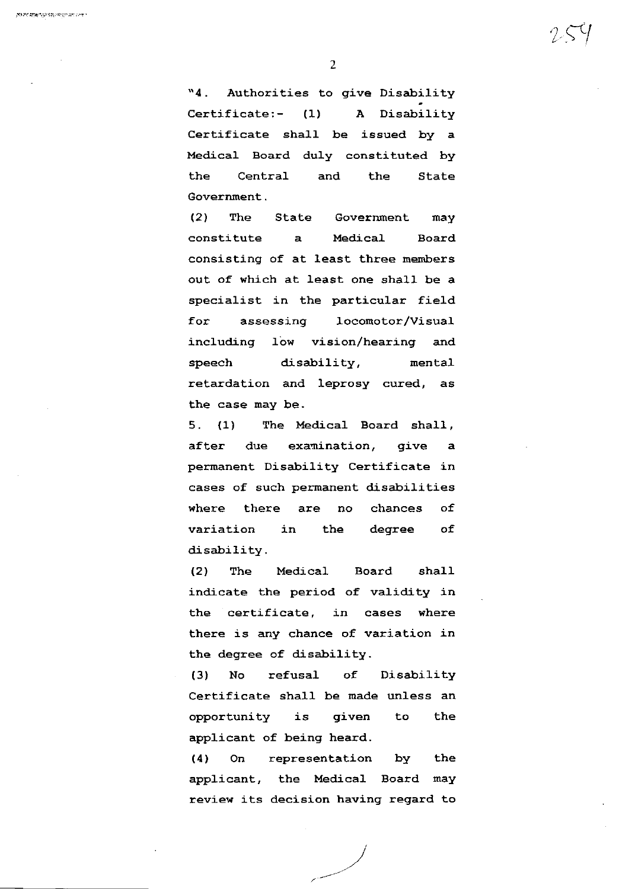"4. Authorities to give Disability Certificate:- (1) A Disability Certificate shall be issued by a Medical Board duly constituted by the Central and the State Government.

(2) The State Government may constitute a Medical Board consisting of at least three members out of which at least one shall be a specialist in the particular field for assessing locomotor/Visual including low vision/hearing and speech disability, mental retardation and leprosy cured, as the case may be.

5. (1) The Medical Board shall, after due examination, give a permanent Disability Certificate in cases of such permanent disabilities where there are no chances of variation in the degree of disability.

(2) The Medical Board shall indicate the period of validity in the certificate, in cases where there is any chance of variation in the degree of disability.

(3) No refusal of Disability Certificate shall be made unless an opportunity is given to the applicant of being heard.

(4) On representation by the applicant, the Medical Board may review its decision having regard to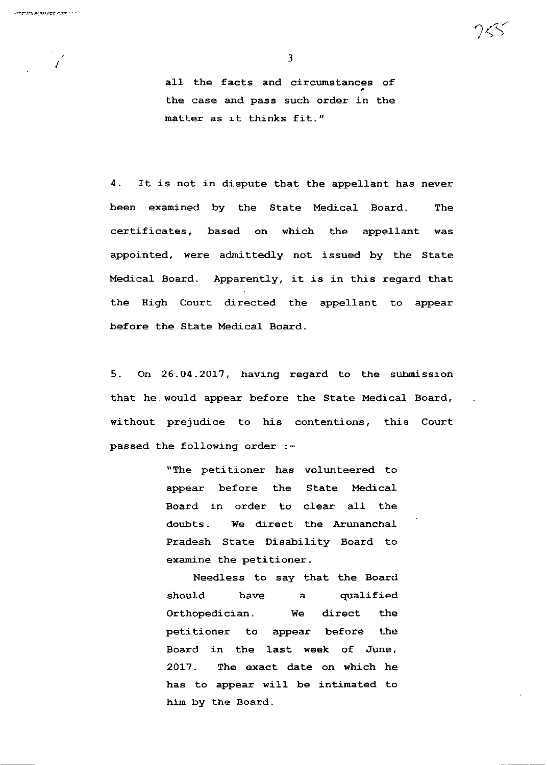all the facts and circumstances of the case and pass such order in the matter as it thinks fit."

4. It is not in dispute that the appellant has never been examined by the State Medical Board. The certificates, based on which the appellant was appointed, were admittedly not issued by the State Medical Board. Apparently, it is in this regard that the High Court directed the appellant to appear before the State Medical Board.

5. On 26.04.2017, having regard to the submission that he would appear before the State Medical Board, without prejudice to his contentions, this Court passed the following order :-

> "The petitioner has volunteered to appear before the State Medical Board in order to clear all the doubts. We direct the Arunanchal Pradesh State Disability Board to examine the petitioner.
>
> Needless to say that the Board should have a qualified Orthopedician. We direct the petitioner to appear before the Board in the last week of June, 2017. The exact date on which he has to appear will be intimated to him by the Board.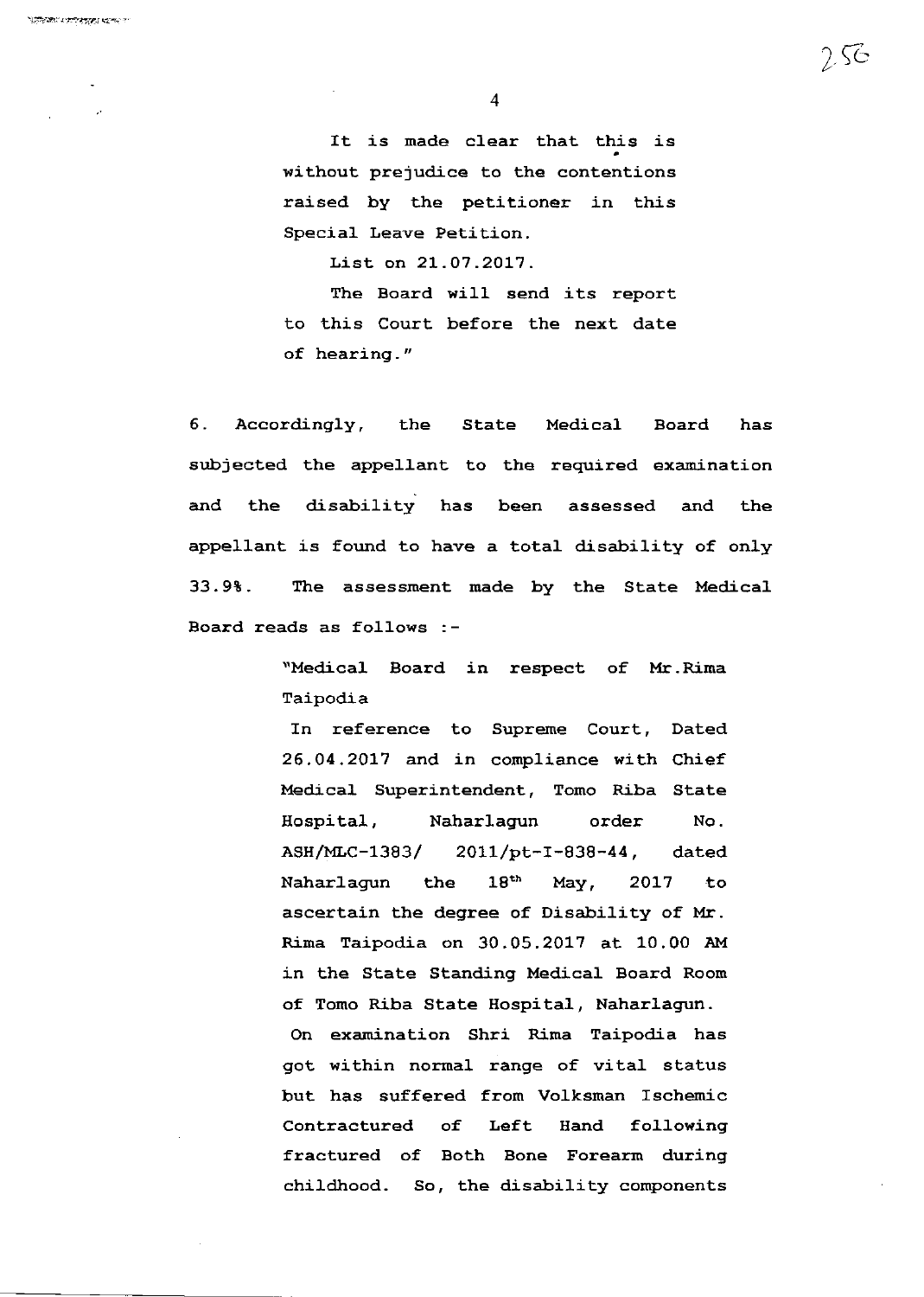> It is made clear that this is without prejudice to the contentions raised by the petitioner in this Special Leave Petition.
>
> List on 21.07.2017.
>
> The Board will send its report to this Court before the next date of hearing."

6. Accordingly, the State Medical Board has subjected the appellant to the required examination and the disability has been assessed and the appellant is found to have a total disability of only 33.9%. The assessment made by the State Medical Board reads as follows :-

> "Medical Board in respect of Mr.Rima Taipodia
>
> In reference to Supreme Court, Dated 26.04.2017 and in compliance with Chief Medical Superintendent, Tomo Riba State Hospital, Naharlagun order No. ASH/MLC-1383/ 2011/pt-I-838-44, dated Naharlagun the 18th May, 2017 to ascertain the degree of Disability of Mr. Rima Taipodia on 30.05.2017 at 10.00 AM in the State Standing Medical Board Room of Tomo Riba State Hospital, Naharlagun.
>
> On examination Shri Rima Taipodia has got within normal range of vital status but has suffered from Volksman Ischemic Contractured of Left Hand following fractured of Both Bone Forearm during childhood. So, the disability components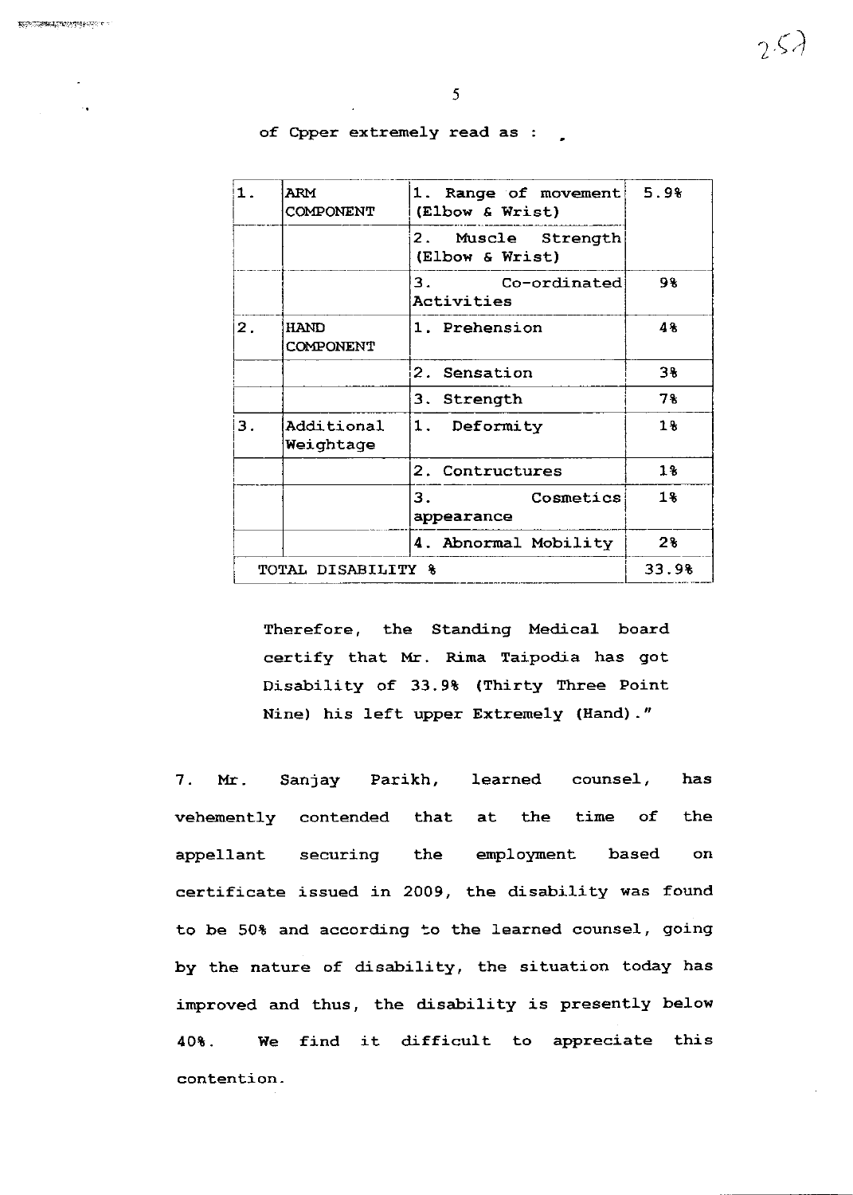of Cpper extremely read as :

| 1. | ARM COMPONENT | 1. Range of movement (Elbow & Wrist) | 5.9% |
|---|---|---|---|
| | | 2. Muscle Strength (Elbow & Wrist) | |
| | | 3. Co-ordinated Activities | 9% |
| 2. | HAND COMPONENT | 1. Prehension | 4% |
| | | 2. Sensation | 3% |
| | | 3. Strength | 7% |
| 3. | Additional Weightage | 1. Deformity | 1% |
| | | 2. Contructures | 1% |
| | | 3. Cosmetics appearance | 1% |
| | | 4. Abnormal Mobility | 2% |
| TOTAL DISABILITY % | | | 33.9% |

Therefore, the Standing Medical board certify that Mr. Rima Taipodia has got Disability of 33.9% (Thirty Three Point Nine) his left upper Extremely (Hand)."

7. Mr. Sanjay Parikh, learned counsel, has vehemently contended that at the time of the appellant securing the employment based on certificate issued in 2009, the disability was found to be 50% and according to the learned counsel, going by the nature of disability, the situation today has improved and thus, the disability is presently below 40%. We find it difficult to appreciate this contention.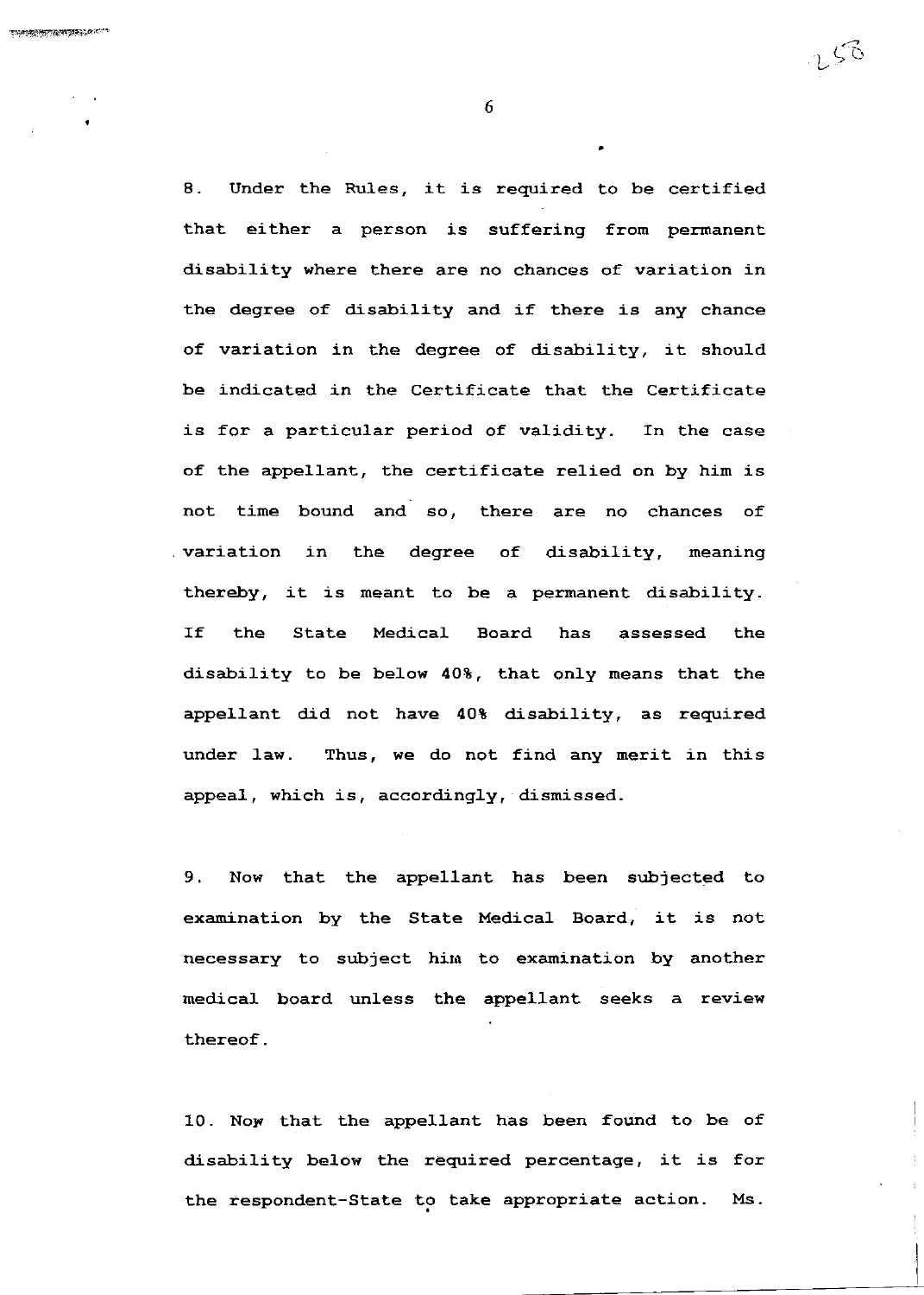8. Under the Rules, it is required to be certified that either a person is suffering from permanent disability where there are no chances of variation in the degree of disability and if there is any chance of variation in the degree of disability, it should be indicated in the Certificate that the Certificate is for a particular period of validity. In the case of the appellant, the certificate relied on by him is not time bound and so, there are no chances of variation in the degree of disability, meaning thereby, it is meant to be a permanent disability. If the State Medical Board has assessed the disability to be below 40%, that only means that the appellant did not have 40% disability, as required under law. Thus, we do not find any merit in this appeal, which is, accordingly, dismissed.

9. Now that the appellant has been subjected to examination by the State Medical Board, it is not necessary to subject him to examination by another medical board unless the appellant seeks a review thereof.

10. Now that the appellant has been found to be of disability below the required percentage, it is for the respondent-State to take appropriate action. Ms.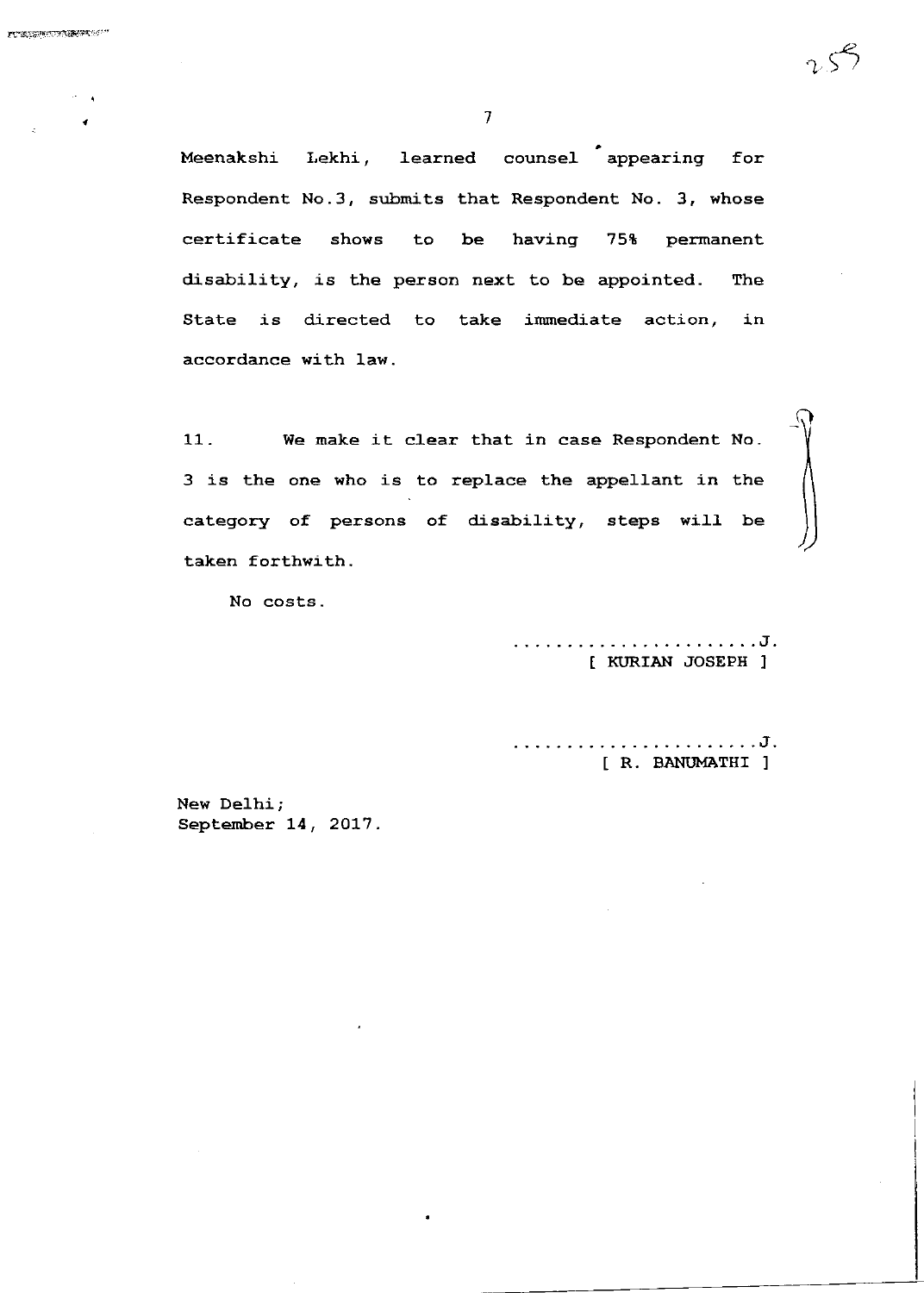Meenakshi Lekhi, learned counsel appearing for Respondent No.3, submits that Respondent No. 3, whose certificate shows to be having 75% permanent disability, is the person next to be appointed. The State is directed to take immediate action, in accordance with law.

11. We make it clear that in case Respondent No. 3 is the one who is to replace the appellant in the category of persons of disability, steps will be taken forthwith.

No costs.

........................J.
[ KURIAN JOSEPH ]

........................J.
[ R. BANUMATHI ]

New Delhi;
September 14, 2017.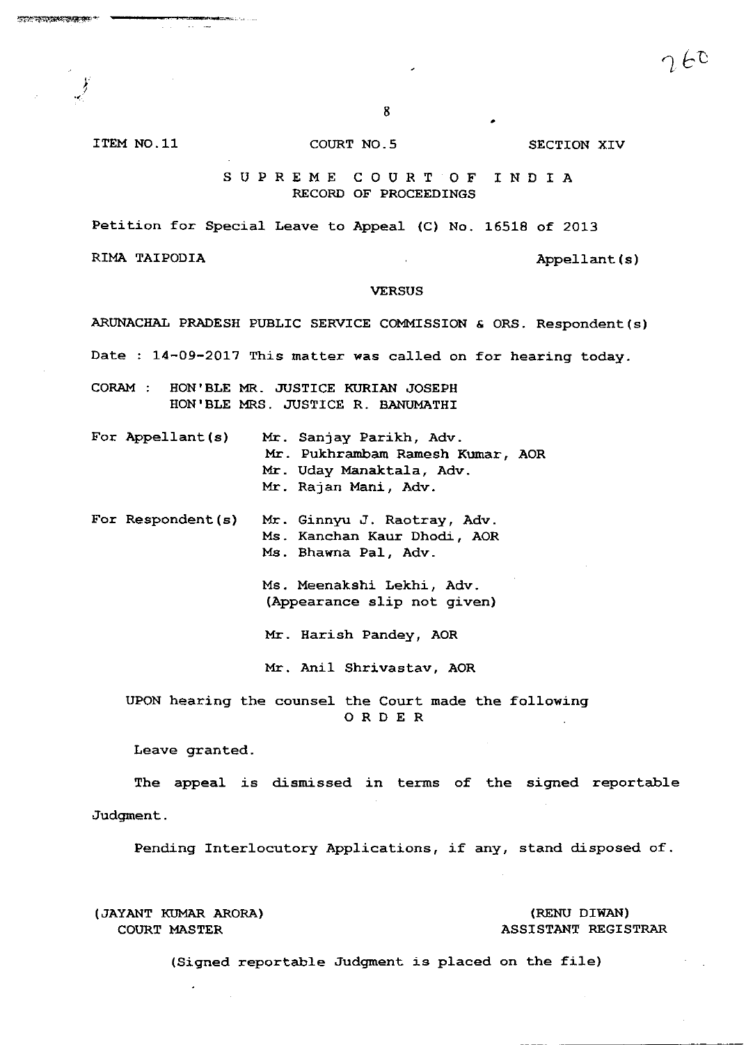ITEM NO.11 COURT NO.5 SECTION XIV

**S U P R E M E C O U R T O F I N D I A**
**RECORD OF PROCEEDINGS**

Petition for Special Leave to Appeal (C) No. 16518 of 2013

RIMA TAIPODIA Appellant(s)

**VERSUS**

ARUNACHAL PRADESH PUBLIC SERVICE COMMISSION & ORS. Respondent(s)

Date : 14-09-2017 This matter was called on for hearing today.

CORAM : HON'BLE MR. JUSTICE KURIAN JOSEPH
HON'BLE MRS. JUSTICE R. BANUMATHI

For Appellant(s) Mr. Sanjay Parikh, Adv.
Mr. Pukhrambam Ramesh Kumar, AOR
Mr. Uday Manaktala, Adv.
Mr. Rajan Mani, Adv.

For Respondent(s) Mr. Ginnyu J. Raotray, Adv.
Ms. Kanchan Kaur Dhodi, AOR
Ms. Bhawna Pal, Adv.

Ms. Meenakshi Lekhi, Adv.
(Appearance slip not given)

Mr. Harish Pandey, AOR

Mr. Anil Shrivastav, AOR

UPON hearing the counsel the Court made the following

**O R D E R**

Leave granted.

The appeal is dismissed in terms of the signed reportable Judgment.

Pending Interlocutory Applications, if any, stand disposed of.

(JAYANT KUMAR ARORA)
COURT MASTER

(RENU DIWAN)
ASSISTANT REGISTRAR

(Signed reportable Judgment is placed on the file)